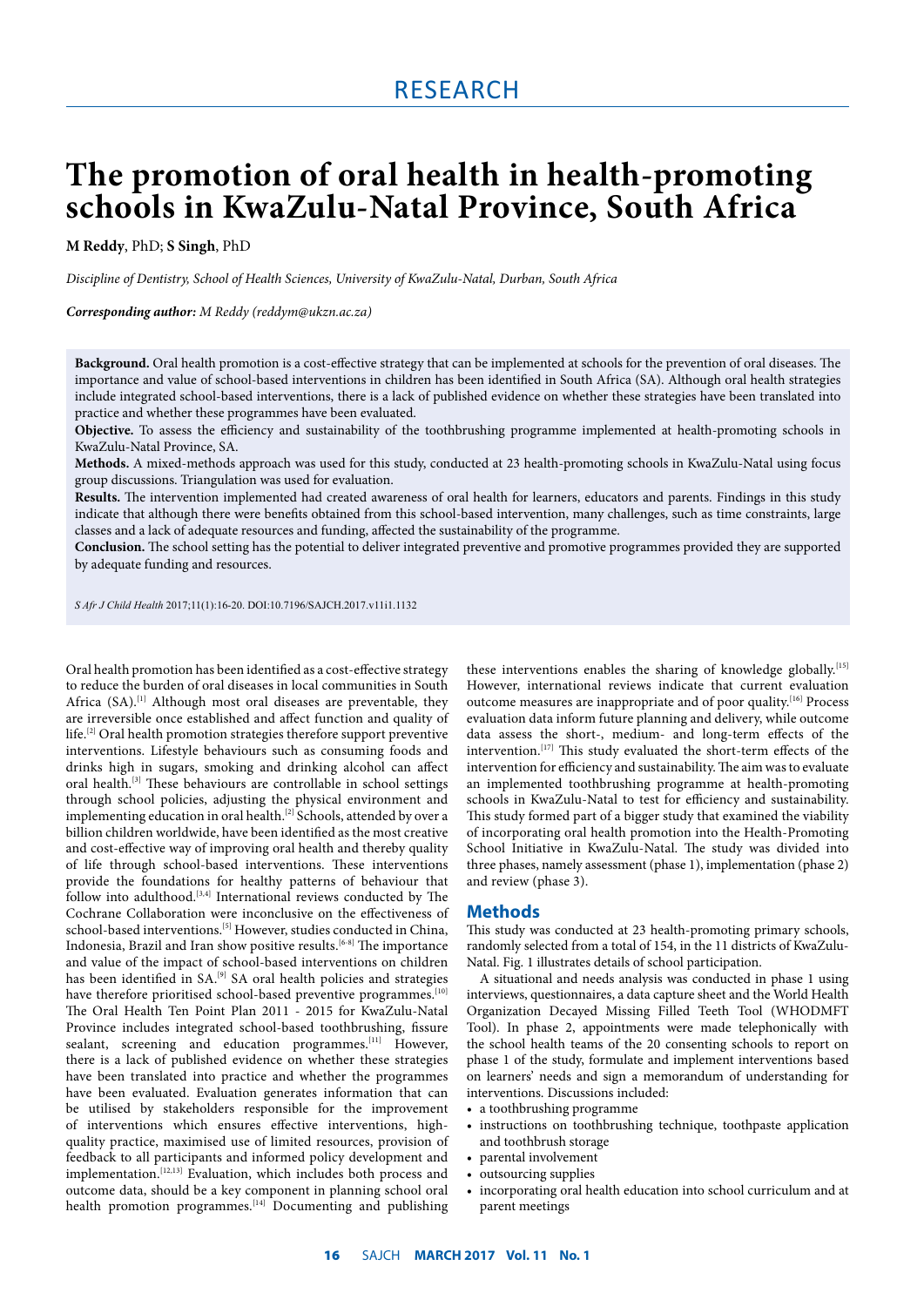# RESEARCH

# The promotion of oral health in health-promoting schools in KwaZulu-Natal Province, South Africa

**M Reddy**, PhD; **S Singh**, PhD

*Discipline of Dentistry, School of Health Sciences, University of KwaZulu-Natal, Durban, South Africa*

***Corresponding author:** M Reddy (reddym@ukzn.ac.za)*

**Background.** Oral health promotion is a cost-effective strategy that can be implemented at schools for the prevention of oral diseases. The importance and value of school-based interventions in children has been identified in South Africa (SA). Although oral health strategies include integrated school-based interventions, there is a lack of published evidence on whether these strategies have been translated into practice and whether these programmes have been evaluated.

**Objective.** To assess the efficiency and sustainability of the toothbrushing programme implemented at health-promoting schools in KwaZulu-Natal Province, SA.

**Methods.** A mixed-methods approach was used for this study, conducted at 23 health-promoting schools in KwaZulu-Natal using focus group discussions. Triangulation was used for evaluation.

**Results.** The intervention implemented had created awareness of oral health for learners, educators and parents. Findings in this study indicate that although there were benefits obtained from this school-based intervention, many challenges, such as time constraints, large classes and a lack of adequate resources and funding, affected the sustainability of the programme.

**Conclusion.** The school setting has the potential to deliver integrated preventive and promotive programmes provided they are supported by adequate funding and resources.

*S Afr J Child Health* 2017;11(1):16-20. DOI:10.7196/SAJCH.2017.v11i1.1132

Oral health promotion has been identified as a cost-effective strategy to reduce the burden of oral diseases in local communities in South Africa (SA).[1] Although most oral diseases are preventable, they are irreversible once established and affect function and quality of life.[2] Oral health promotion strategies therefore support preventive interventions. Lifestyle behaviours such as consuming foods and drinks high in sugars, smoking and drinking alcohol can affect oral health.[3] These behaviours are controllable in school settings through school policies, adjusting the physical environment and implementing education in oral health.[2] Schools, attended by over a billion children worldwide, have been identified as the most creative and cost-effective way of improving oral health and thereby quality of life through school-based interventions. These interventions provide the foundations for healthy patterns of behaviour that follow into adulthood.[3,4] International reviews conducted by The Cochrane Collaboration were inconclusive on the effectiveness of school-based interventions.[5] However, studies conducted in China, Indonesia, Brazil and Iran show positive results.[6-8] The importance and value of the impact of school-based interventions on children has been identified in SA.[9] SA oral health policies and strategies have therefore prioritised school-based preventive programmes.[10] The Oral Health Ten Point Plan 2011 - 2015 for KwaZulu-Natal Province includes integrated school-based toothbrushing, fissure sealant, screening and education programmes.[11] However, there is a lack of published evidence on whether these strategies have been translated into practice and whether the programmes have been evaluated. Evaluation generates information that can be utilised by stakeholders responsible for the improvement of interventions which ensures effective interventions, high-quality practice, maximised use of limited resources, provision of feedback to all participants and informed policy development and implementation.[12,13] Evaluation, which includes both process and outcome data, should be a key component in planning school oral health promotion programmes.[14] Documenting and publishing these interventions enables the sharing of knowledge globally.[15] However, international reviews indicate that current evaluation outcome measures are inappropriate and of poor quality.[16] Process evaluation data inform future planning and delivery, while outcome data assess the short-, medium- and long-term effects of the intervention.[17] This study evaluated the short-term effects of the intervention for efficiency and sustainability. The aim was to evaluate an implemented toothbrushing programme at health-promoting schools in KwaZulu-Natal to test for efficiency and sustainability. This study formed part of a bigger study that examined the viability of incorporating oral health promotion into the Health-Promoting School Initiative in KwaZulu-Natal. The study was divided into three phases, namely assessment (phase 1), implementation (phase 2) and review (phase 3).

## Methods

This study was conducted at 23 health-promoting primary schools, randomly selected from a total of 154, in the 11 districts of KwaZulu-Natal. Fig. 1 illustrates details of school participation.

A situational and needs analysis was conducted in phase 1 using interviews, questionnaires, a data capture sheet and the World Health Organization Decayed Missing Filled Teeth Tool (WHODMFT Tool). In phase 2, appointments were made telephonically with the school health teams of the 20 consenting schools to report on phase 1 of the study, formulate and implement interventions based on learners' needs and sign a memorandum of understanding for interventions. Discussions included:

- a toothbrushing programme
- instructions on toothbrushing technique, toothpaste application and toothbrush storage
- parental involvement
- outsourcing supplies
- incorporating oral health education into school curriculum and at parent meetings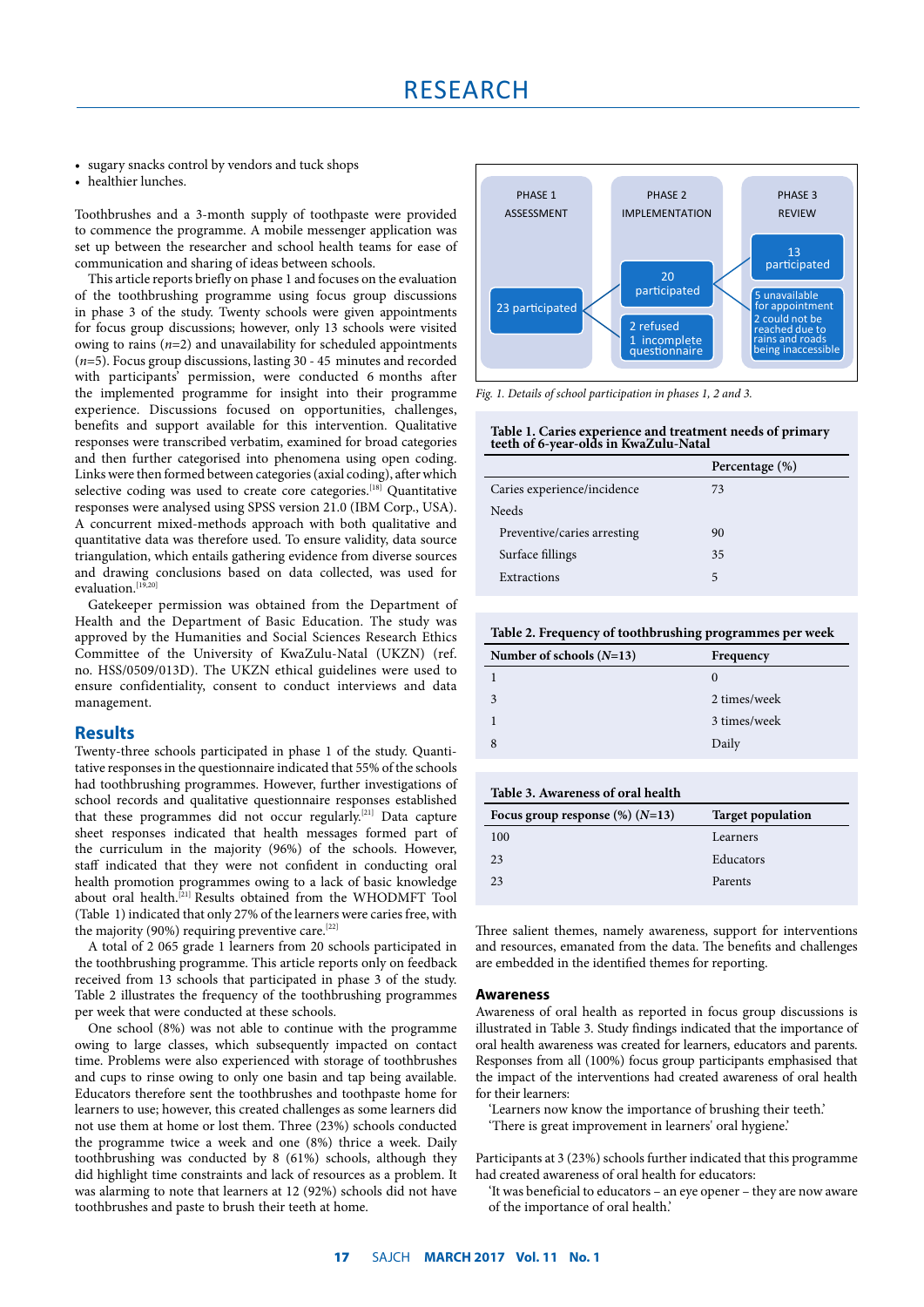- sugary snacks control by vendors and tuck shops
- healthier lunches.

Toothbrushes and a 3-month supply of toothpaste were provided to commence the programme. A mobile messenger application was set up between the researcher and school health teams for ease of communication and sharing of ideas between schools.

This article reports briefly on phase 1 and focuses on the evaluation of the toothbrushing programme using focus group discussions in phase 3 of the study. Twenty schools were given appointments for focus group discussions; however, only 13 schools were visited owing to rains ($n$=2) and unavailability for scheduled appointments ($n$=5). Focus group discussions, lasting 30 - 45 minutes and recorded with participants' permission, were conducted 6 months after the implemented programme for insight into their programme experience. Discussions focused on opportunities, challenges, benefits and support available for this intervention. Qualitative responses were transcribed verbatim, examined for broad categories and then further categorised into phenomena using open coding. Links were then formed between categories (axial coding), after which selective coding was used to create core categories.[18] Quantitative responses were analysed using SPSS version 21.0 (IBM Corp., USA). A concurrent mixed-methods approach with both qualitative and quantitative data was therefore used. To ensure validity, data source triangulation, which entails gathering evidence from diverse sources and drawing conclusions based on data collected, was used for evaluation.[19,20]

Gatekeeper permission was obtained from the Department of Health and the Department of Basic Education. The study was approved by the Humanities and Social Sciences Research Ethics Committee of the University of KwaZulu-Natal (UKZN) (ref. no. HSS/0509/013D). The UKZN ethical guidelines were used to ensure confidentiality, consent to conduct interviews and data management.

## Results

Twenty-three schools participated in phase 1 of the study. Quantitative responses in the questionnaire indicated that 55% of the schools had toothbrushing programmes. However, further investigations of school records and qualitative questionnaire responses established that these programmes did not occur regularly.[21] Data capture sheet responses indicated that health messages formed part of the curriculum in the majority (96%) of the schools. However, staff indicated that they were not confident in conducting oral health promotion programmes owing to a lack of basic knowledge about oral health.[21] Results obtained from the WHODMFT Tool (Table 1) indicated that only 27% of the learners were caries free, with the majority (90%) requiring preventive care.[22]

A total of 2 065 grade 1 learners from 20 schools participated in the toothbrushing programme. This article reports only on feedback received from 13 schools that participated in phase 3 of the study. Table 2 illustrates the frequency of the toothbrushing programmes per week that were conducted at these schools.

One school (8%) was not able to continue with the programme owing to large classes, which subsequently impacted on contact time. Problems were also experienced with storage of toothbrushes and cups to rinse owing to only one basin and tap being available. Educators therefore sent the toothbrushes and toothpaste home for learners to use; however, this created challenges as some learners did not use them at home or lost them. Three (23%) schools conducted the programme twice a week and one (8%) thrice a week. Daily toothbrushing was conducted by 8 (61%) schools, although they did highlight time constraints and lack of resources as a problem. It was alarming to note that learners at 12 (92%) schools did not have toothbrushes and paste to brush their teeth at home.

| PHASE 1 ASSESSMENT | PHASE 2 IMPLEMENTATION | PHASE 3 REVIEW |
|---|---|---|
| 23 participated | 20 participated | 13 participated |
| | 2 refused; 1 incomplete questionnaire | 5 unavailable for appointment; 2 could not be reached due to rains and roads being inaccessible |

*Fig. 1. Details of school participation in phases 1, 2 and 3.*

**Table 1. Caries experience and treatment needs of primary teeth of 6-year-olds in KwaZulu-Natal**

| | Percentage (%) |
|---|---|
| Caries experience/incidence | 73 |
| Needs | |
| Preventive/caries arresting | 90 |
| Surface fillings | 35 |
| Extractions | 5 |

**Table 2. Frequency of toothbrushing programmes per week**

| Number of schools ($N$=13) | Frequency |
|---|---|
| 1 | 0 |
| 3 | 2 times/week |
| 1 | 3 times/week |
| 8 | Daily |

**Table 3. Awareness of oral health**

| Focus group response (%) ($N$=13) | Target population |
|---|---|
| 100 | Learners |
| 23 | Educators |
| 23 | Parents |

Three salient themes, namely awareness, support for interventions and resources, emanated from the data. The benefits and challenges are embedded in the identified themes for reporting.

### Awareness

Awareness of oral health as reported in focus group discussions is illustrated in Table 3. Study findings indicated that the importance of oral health awareness was created for learners, educators and parents. Responses from all (100%) focus group participants emphasised that the impact of the interventions had created awareness of oral health for their learners:

'Learners now know the importance of brushing their teeth.'
'There is great improvement in learners' oral hygiene.'

Participants at 3 (23%) schools further indicated that this programme had created awareness of oral health for educators:

'It was beneficial to educators – an eye opener – they are now aware of the importance of oral health.'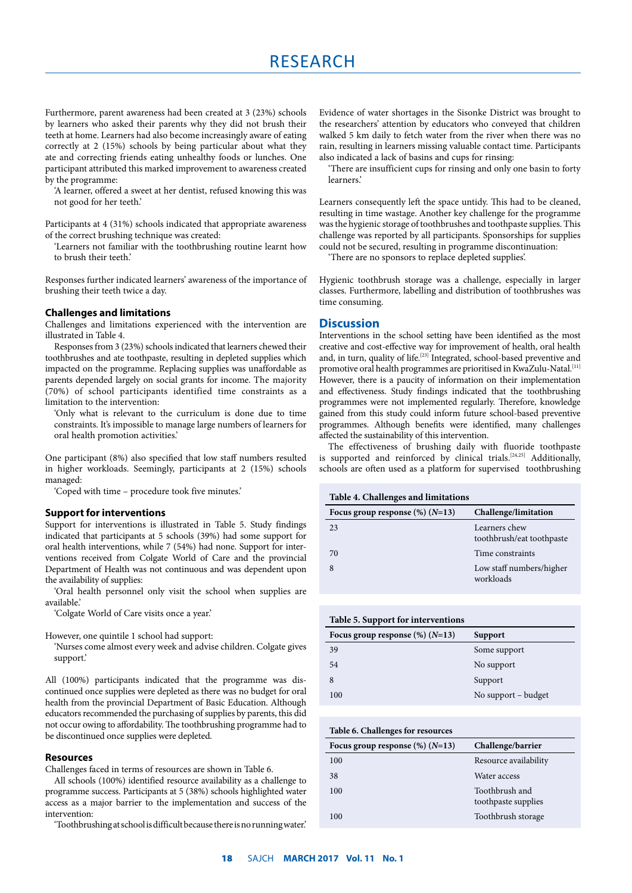Furthermore, parent awareness had been created at 3 (23%) schools by learners who asked their parents why they did not brush their teeth at home. Learners had also become increasingly aware of eating correctly at 2 (15%) schools by being particular about what they ate and correcting friends eating unhealthy foods or lunches. One participant attributed this marked improvement to awareness created by the programme:

'A learner, offered a sweet at her dentist, refused knowing this was not good for her teeth.'

Participants at 4 (31%) schools indicated that appropriate awareness of the correct brushing technique was created:

'Learners not familiar with the toothbrushing routine learnt how to brush their teeth.'

Responses further indicated learners' awareness of the importance of brushing their teeth twice a day.

### Challenges and limitations

Challenges and limitations experienced with the intervention are illustrated in Table 4.

Responses from 3 (23%) schools indicated that learners chewed their toothbrushes and ate toothpaste, resulting in depleted supplies which impacted on the programme. Replacing supplies was unaffordable as parents depended largely on social grants for income. The majority (70%) of school participants identified time constraints as a limitation to the intervention:

'Only what is relevant to the curriculum is done due to time constraints. It's impossible to manage large numbers of learners for oral health promotion activities.'

One participant (8%) also specified that low staff numbers resulted in higher workloads. Seemingly, participants at 2 (15%) schools managed:

'Coped with time – procedure took five minutes.'

### Support for interventions

Support for interventions is illustrated in Table 5. Study findings indicated that participants at 5 schools (39%) had some support for oral health interventions, while 7 (54%) had none. Support for interventions received from Colgate World of Care and the provincial Department of Health was not continuous and was dependent upon the availability of supplies:

'Oral health personnel only visit the school when supplies are available.'

'Colgate World of Care visits once a year.'

However, one quintile 1 school had support:

'Nurses come almost every week and advise children. Colgate gives support.'

All (100%) participants indicated that the programme was discontinued once supplies were depleted as there was no budget for oral health from the provincial Department of Basic Education. Although educators recommended the purchasing of supplies by parents, this did not occur owing to affordability. The toothbrushing programme had to be discontinued once supplies were depleted.

### Resources

Challenges faced in terms of resources are shown in Table 6.

All schools (100%) identified resource availability as a challenge to programme success. Participants at 5 (38%) schools highlighted water access as a major barrier to the implementation and success of the intervention:

'Toothbrushing at school is difficult because there is no running water.'

Evidence of water shortages in the Sisonke District was brought to the researchers' attention by educators who conveyed that children walked 5 km daily to fetch water from the river when there was no rain, resulting in learners missing valuable contact time. Participants also indicated a lack of basins and cups for rinsing:

'There are insufficient cups for rinsing and only one basin to forty learners.'

Learners consequently left the space untidy. This had to be cleaned, resulting in time wastage. Another key challenge for the programme was the hygienic storage of toothbrushes and toothpaste supplies. This challenge was reported by all participants. Sponsorships for supplies could not be secured, resulting in programme discontinuation:

'There are no sponsors to replace depleted supplies'.

Hygienic toothbrush storage was a challenge, especially in larger classes. Furthermore, labelling and distribution of toothbrushes was time consuming.

## Discussion

Interventions in the school setting have been identified as the most creative and cost-effective way for improvement of health, oral health and, in turn, quality of life.[23] Integrated, school-based preventive and promotive oral health programmes are prioritised in KwaZulu-Natal.[11] However, there is a paucity of information on their implementation and effectiveness. Study findings indicated that the toothbrushing programmes were not implemented regularly. Therefore, knowledge gained from this study could inform future school-based preventive programmes. Although benefits were identified, many challenges affected the sustainability of this intervention.

The effectiveness of brushing daily with fluoride toothpaste is supported and reinforced by clinical trials.[24,25] Additionally, schools are often used as a platform for supervised toothbrushing

**Table 4. Challenges and limitations**

| Focus group response (%) (N=13) | Challenge/limitation |
|---|---|
| 23 | Learners chew toothbrush/eat toothpaste |
| 70 | Time constraints |
| 8 | Low staff numbers/higher workloads |

**Table 5. Support for interventions**

| Focus group response (%) (N=13) | Support |
|---|---|
| 39 | Some support |
| 54 | No support |
| 8 | Support |
| 100 | No support – budget |

**Table 6. Challenges for resources**

| Focus group response (%) (N=13) | Challenge/barrier |
|---|---|
| 100 | Resource availability |
| 38 | Water access |
| 100 | Toothbrush and toothpaste supplies |
| 100 | Toothbrush storage |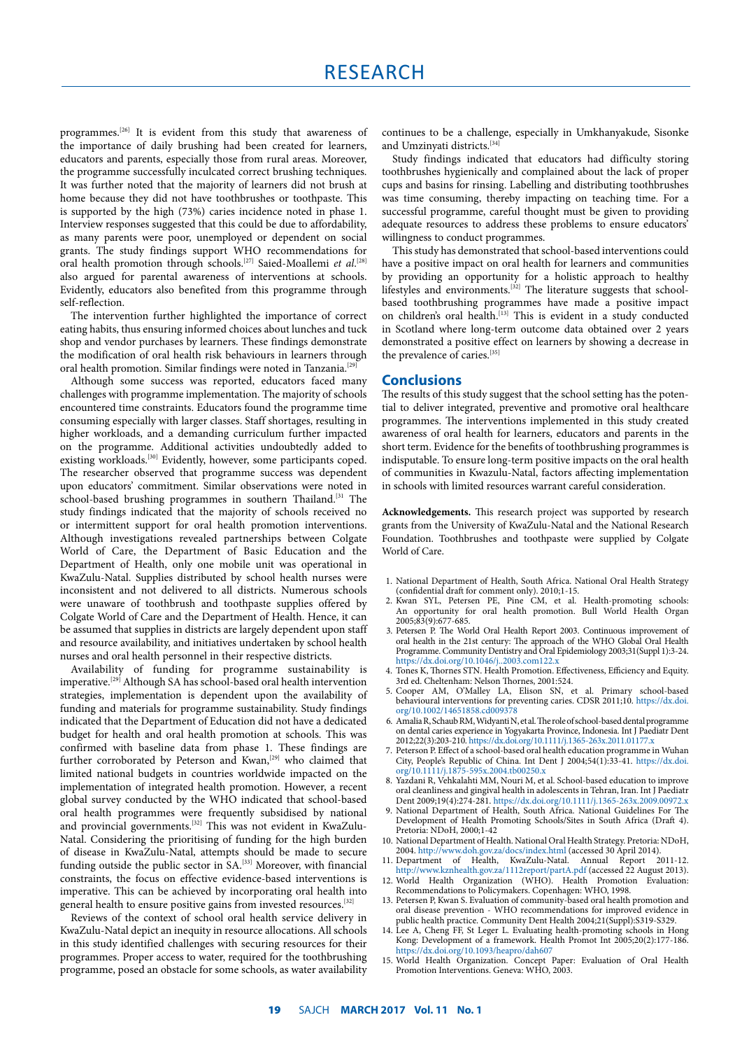programmes.[26] It is evident from this study that awareness of the importance of daily brushing had been created for learners, educators and parents, especially those from rural areas. Moreover, the programme successfully inculcated correct brushing techniques. It was further noted that the majority of learners did not brush at home because they did not have toothbrushes or toothpaste. This is supported by the high (73%) caries incidence noted in phase 1. Interview responses suggested that this could be due to affordability, as many parents were poor, unemployed or dependent on social grants. The study findings support WHO recommendations for oral health promotion through schools.[27] Saied-Moallemi *et al.*[28] also argued for parental awareness of interventions at schools. Evidently, educators also benefited from this programme through self-reflection.

The intervention further highlighted the importance of correct eating habits, thus ensuring informed choices about lunches and tuck shop and vendor purchases by learners. These findings demonstrate the modification of oral health risk behaviours in learners through oral health promotion. Similar findings were noted in Tanzania.[29]

Although some success was reported, educators faced many challenges with programme implementation. The majority of schools encountered time constraints. Educators found the programme time consuming especially with larger classes. Staff shortages, resulting in higher workloads, and a demanding curriculum further impacted on the programme. Additional activities undoubtedly added to existing workloads.[30] Evidently, however, some participants coped. The researcher observed that programme success was dependent upon educators' commitment. Similar observations were noted in school-based brushing programmes in southern Thailand.[31] The study findings indicated that the majority of schools received no or intermittent support for oral health promotion interventions. Although investigations revealed partnerships between Colgate World of Care, the Department of Basic Education and the Department of Health, only one mobile unit was operational in KwaZulu-Natal. Supplies distributed by school health nurses were inconsistent and not delivered to all districts. Numerous schools were unaware of toothbrush and toothpaste supplies offered by Colgate World of Care and the Department of Health. Hence, it can be assumed that supplies in districts are largely dependent upon staff and resource availability, and initiatives undertaken by school health nurses and oral health personnel in their respective districts.

Availability of funding for programme sustainability is imperative.[29] Although SA has school-based oral health intervention strategies, implementation is dependent upon the availability of funding and materials for programme sustainability. Study findings indicated that the Department of Education did not have a dedicated budget for health and oral health promotion at schools. This was confirmed with baseline data from phase 1. These findings are further corroborated by Peterson and Kwan,[29] who claimed that limited national budgets in countries worldwide impacted on the implementation of integrated health promotion. However, a recent global survey conducted by the WHO indicated that school-based oral health programmes were frequently subsidised by national and provincial governments.[32] This was not evident in KwaZulu-Natal. Considering the prioritising of funding for the high burden of disease in KwaZulu-Natal, attempts should be made to secure funding outside the public sector in SA.[33] Moreover, with financial constraints, the focus on effective evidence-based interventions is imperative. This can be achieved by incorporating oral health into general health to ensure positive gains from invested resources.[32]

Reviews of the context of school oral health service delivery in KwaZulu-Natal depict an inequity in resource allocations. All schools in this study identified challenges with securing resources for their programmes. Proper access to water, required for the toothbrushing programme, posed an obstacle for some schools, as water availability continues to be a challenge, especially in Umkhanyakude, Sisonke and Umzinyati districts.[34]

Study findings indicated that educators had difficulty storing toothbrushes hygienically and complained about the lack of proper cups and basins for rinsing. Labelling and distributing toothbrushes was time consuming, thereby impacting on teaching time. For a successful programme, careful thought must be given to providing adequate resources to address these problems to ensure educators' willingness to conduct programmes.

This study has demonstrated that school-based interventions could have a positive impact on oral health for learners and communities by providing an opportunity for a holistic approach to healthy lifestyles and environments.[32] The literature suggests that school-based toothbrushing programmes have made a positive impact on children's oral health.[13] This is evident in a study conducted in Scotland where long-term outcome data obtained over 2 years demonstrated a positive effect on learners by showing a decrease in the prevalence of caries.[35]

## Conclusions

The results of this study suggest that the school setting has the potential to deliver integrated, preventive and promotive oral healthcare programmes. The interventions implemented in this study created awareness of oral health for learners, educators and parents in the short term. Evidence for the benefits of toothbrushing programmes is indisputable. To ensure long-term positive impacts on the oral health of communities in Kwazulu-Natal, factors affecting implementation in schools with limited resources warrant careful consideration.

**Acknowledgements.** This research project was supported by research grants from the University of KwaZulu-Natal and the National Research Foundation. Toothbrushes and toothpaste were supplied by Colgate World of Care.

1. National Department of Health, South Africa. National Oral Health Strategy (confidential draft for comment only). 2010;1-15.
2. Kwan SYL, Petersen PE, Pine CM, et al. Health-promoting schools: An opportunity for oral health promotion. Bull World Health Organ 2005;83(9):677-685.
3. Petersen P. The World Oral Health Report 2003. Continuous improvement of oral health in the 21st century: The approach of the WHO Global Oral Health Programme. Community Dentistry and Oral Epidemiology 2003;31(Suppl 1):3-24. https://dx.doi.org/10.1046/j..2003.com122.x
4. Tones K, Thornes STN. Health Promotion. Effectiveness, Efficiency and Equity. 3rd ed. Cheltenham: Nelson Thornes, 2001:524.
5. Cooper AM, O'Malley LA, Elison SN, et al. Primary school-based behavioural interventions for preventing caries. CDSR 2011;10. https://dx.doi.org/10.1002/14651858.cd009378
6. Amalia R, Schaub RM, Widyanti N, et al. The role of school-based dental programme on dental caries experience in Yogyakarta Province, Indonesia. Int J Paediatr Dent 2012;22(3):203-210. https://dx.doi.org/10.1111/j.1365-263x.2011.01177.x
7. Peterson P. Effect of a school-based oral health education programme in Wuhan City, People's Republic of China. Int Dent J 2004;54(1):33-41. https://dx.doi.org/10.1111/j.1875-595x.2004.tb00250.x
8. Yazdani R, Vehkalahti MM, Nouri M, et al. School-based education to improve oral cleanliness and gingival health in adolescents in Tehran, Iran. Int J Paediatr Dent 2009;19(4):274-281. https://dx.doi.org/10.1111/j.1365-263x.2009.00972.x
9. National Department of Health, South Africa. National Guidelines For The Development of Health Promoting Schools/Sites in South Africa (Draft 4). Pretoria: NDoH, 2000;1-42
10. National Department of Health. National Oral Health Strategy. Pretoria: NDoH, 2004. http://www.doh.gov.za/docs/index.html (accessed 30 April 2014).
11. Department of Health, KwaZulu-Natal. Annual Report 2011-12. http://www.kznhealth.gov.za/1112report/partA.pdf (accessed 22 August 2013).
12. World Health Organization (WHO). Health Promotion Evaluation: Recommendations to Policymakers. Copenhagen: WHO, 1998.
13. Petersen P, Kwan S. Evaluation of community-based oral health promotion and oral disease prevention - WHO recommendations for improved evidence in public health practice. Community Dent Health 2004;21(Suppl):S319-S329.
14. Lee A, Cheng FF, St Leger L. Evaluating health-promoting schools in Hong Kong: Development of a framework. Health Promot Int 2005;20(2):177-186. https://dx.doi.org/10.1093/heapro/dah607
15. World Health Organization. Concept Paper: Evaluation of Oral Health Promotion Interventions. Geneva: WHO, 2003.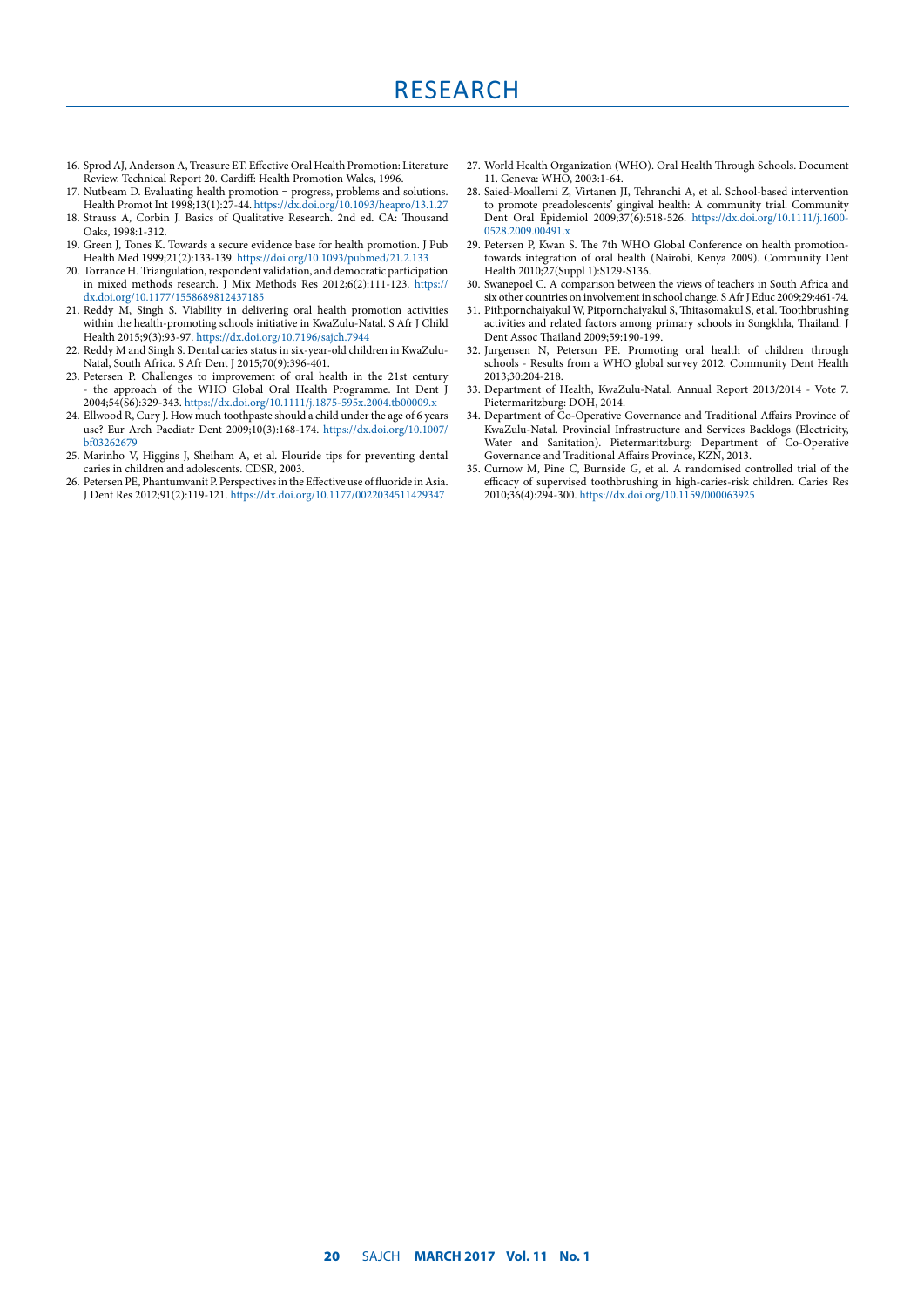16. Sprod AJ, Anderson A, Treasure ET. Effective Oral Health Promotion: Literature Review. Technical Report 20. Cardiff: Health Promotion Wales, 1996.
17. Nutbeam D. Evaluating health promotion – progress, problems and solutions. Health Promot Int 1998;13(1):27-44. https://dx.doi.org/10.1093/heapro/13.1.27
18. Strauss A, Corbin J. Basics of Qualitative Research. 2nd ed. CA: Thousand Oaks, 1998:1-312.
19. Green J, Tones K. Towards a secure evidence base for health promotion. J Pub Health Med 1999;21(2):133-139. https://doi.org/10.1093/pubmed/21.2.133
20. Torrance H. Triangulation, respondent validation, and democratic participation in mixed methods research. J Mix Methods Res 2012;6(2):111-123. https://dx.doi.org/10.1177/1558689812437185
21. Reddy M, Singh S. Viability in delivering oral health promotion activities within the health-promoting schools initiative in KwaZulu-Natal. S Afr J Child Health 2015;9(3):93-97. https://dx.doi.org/10.7196/sajch.7944
22. Reddy M and Singh S. Dental caries status in six-year-old children in KwaZulu-Natal, South Africa. S Afr Dent J 2015;70(9):396-401.
23. Petersen P. Challenges to improvement of oral health in the 21st century - the approach of the WHO Global Oral Health Programme. Int Dent J 2004;54(S6):329-343. https://dx.doi.org/10.1111/j.1875-595x.2004.tb00009.x
24. Ellwood R, Cury J. How much toothpaste should a child under the age of 6 years use? Eur Arch Paediatr Dent 2009;10(3):168-174. https://dx.doi.org/10.1007/bf03262679
25. Marinho V, Higgins J, Sheiham A, et al. Flouride tips for preventing dental caries in children and adolescents. CDSR, 2003.
26. Petersen PE, Phantumvanit P. Perspectives in the Effective use of fluoride in Asia. J Dent Res 2012;91(2):119-121. https://dx.doi.org/10.1177/0022034511429347
27. World Health Organization (WHO). Oral Health Through Schools. Document 11. Geneva: WHO, 2003:1-64.
28. Saied-Moallemi Z, Virtanen JI, Tehranchi A, et al. School-based intervention to promote preadolescents' gingival health: A community trial. Community Dent Oral Epidemiol 2009;37(6):518-526. https://dx.doi.org/10.1111/j.1600-0528.2009.00491.x
29. Petersen P, Kwan S. The 7th WHO Global Conference on health promotion-towards integration of oral health (Nairobi, Kenya 2009). Community Dent Health 2010;27(Suppl 1):S129-S136.
30. Swanepoel C. A comparison between the views of teachers in South Africa and six other countries on involvement in school change. S Afr J Educ 2009;29:461-74.
31. Pithpornchaiyakul W, Pitpornchaiyakul S, Thitasomakul S, et al. Toothbrushing activities and related factors among primary schools in Songkhla, Thailand. J Dent Assoc Thailand 2009;59:190-199.
32. Jurgensen N, Peterson PE. Promoting oral health of children through schools - Results from a WHO global survey 2012. Community Dent Health 2013;30:204-218.
33. Department of Health, KwaZulu-Natal. Annual Report 2013/2014 - Vote 7. Pietermaritzburg: DOH, 2014.
34. Department of Co-Operative Governance and Traditional Affairs Province of KwaZulu-Natal. Provincial Infrastructure and Services Backlogs (Electricity, Water and Sanitation). Pietermaritzburg: Department of Co-Operative Governance and Traditional Affairs Province, KZN, 2013.
35. Curnow M, Pine C, Burnside G, et al. A randomised controlled trial of the efficacy of supervised toothbrushing in high-caries-risk children. Caries Res 2010;36(4):294-300. https://dx.doi.org/10.1159/000063925